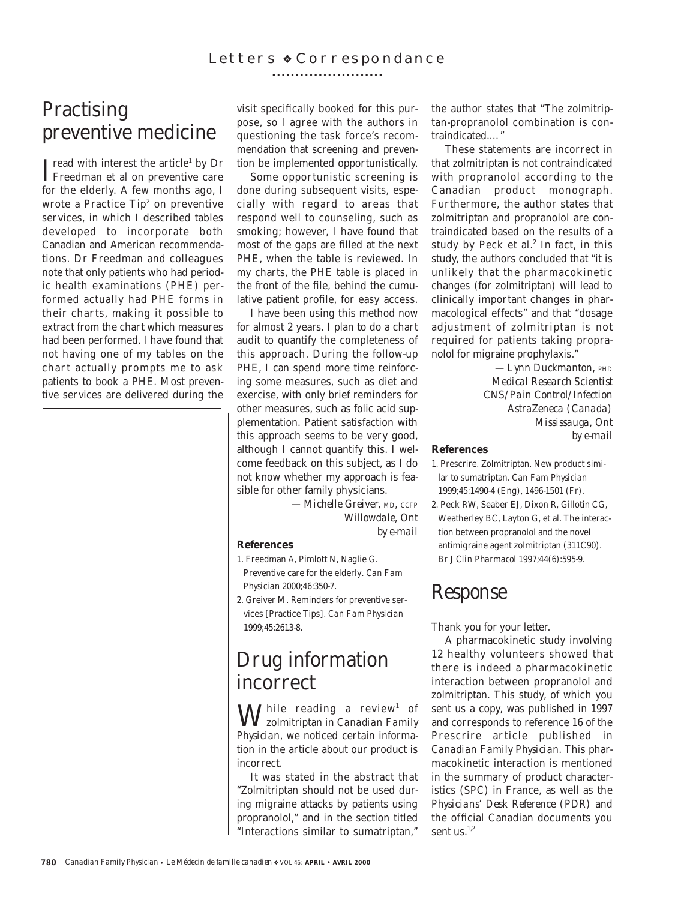# Letters ❖ Correspondance

## Practising preventive medicine

I read with interest the article[1] by Dr Freedman et al on preventive care for the elderly. A few months ago, I wrote a Practice Tip[2] on preventive services, in which I described tables developed to incorporate both Canadian and American recommendations. Dr Freedman and colleagues note that only patients who had periodic health examinations (PHE) performed actually had PHE forms in their charts, making it possible to extract from the chart which measures had been performed. I have found that not having one of my tables on the chart actually prompts me to ask patients to book a PHE. Most preventive services are delivered during the visit specifically booked for this purpose, so I agree with the authors in questioning the task force's recommendation that screening and prevention be implemented opportunistically.

Some opportunistic screening is done during subsequent visits, especially with regard to areas that respond well to counseling, such as smoking; however, I have found that most of the gaps are filled at the next PHE, when the table is reviewed. In my charts, the PHE table is placed in the front of the file, behind the cumulative patient profile, for easy access.

I have been using this method now for almost 2 years. I plan to do a chart audit to quantify the completeness of this approach. During the follow-up PHE, I can spend more time reinforcing some measures, such as diet and exercise, with only brief reminders for other measures, such as folic acid supplementation. Patient satisfaction with this approach seems to be very good, although I cannot quantify this. I welcome feedback on this subject, as I do not know whether my approach is feasible for other family physicians.

*—Michelle Greiver,* MD, CCFP
*Willowdale, Ont*
*by e-mail*

**References**

1. Freedman A, Pimlott N, Naglie G. Preventive care for the elderly. *Can Fam Physician* 2000;46:350-7.
2. Greiver M. Reminders for preventive services [Practice Tips]. *Can Fam Physician* 1999;45:2613-8.

## Drug information incorrect

While reading a review[1] of zolmitriptan in *Canadian Family Physician*, we noticed certain information in the article about our product is incorrect.

It was stated in the abstract that "Zolmitriptan should not be used during migraine attacks by patients using propranolol," and in the section titled "Interactions similar to sumatriptan," the author states that "The zolmitriptan-propranolol combination is contraindicated...."

These statements are incorrect in that zolmitriptan is not contraindicated with propranolol according to the Canadian product monograph. Furthermore, the author states that zolmitriptan and propranolol are contraindicated based on the results of a study by Peck et al.[2] In fact, in this study, the authors concluded that "it is unlikely that the pharmacokinetic changes (for zolmitriptan) will lead to clinically important changes in pharmacological effects" and that "dosage adjustment of zolmitriptan is not required for patients taking propranolol for migraine prophylaxis."

*—Lynn Duckmanton,* PHD
*Medical Research Scientist*
*CNS/Pain Control/Infection*
*AstraZeneca (Canada)*
*Mississauga, Ont*
*by e-mail*

**References**

1. Prescrire. Zolmitriptan. New product similar to sumatriptan. *Can Fam Physician* 1999;45:1490-4 (Eng), 1496-1501 (Fr).
2. Peck RW, Seaber EJ, Dixon R, Gillotin CG, Weatherley BC, Layton G, et al. The interaction between propranolol and the novel antimigraine agent zolmitriptan (311C90). *Br J Clin Pharmacol* 1997;44(6):595-9.

## Response

Thank you for your letter.

A pharmacokinetic study involving 12 healthy volunteers showed that there is indeed a pharmacokinetic interaction between propranolol and zolmitriptan. This study, of which you sent us a copy, was published in 1997 and corresponds to reference 16 of the Prescrire article published in *Canadian Family Physician*. This pharmacokinetic interaction is mentioned in the summary of product characteristics (SPC) in France, as well as the *Physicians' Desk Reference* (PDR) and the official Canadian documents you sent us.[1,2]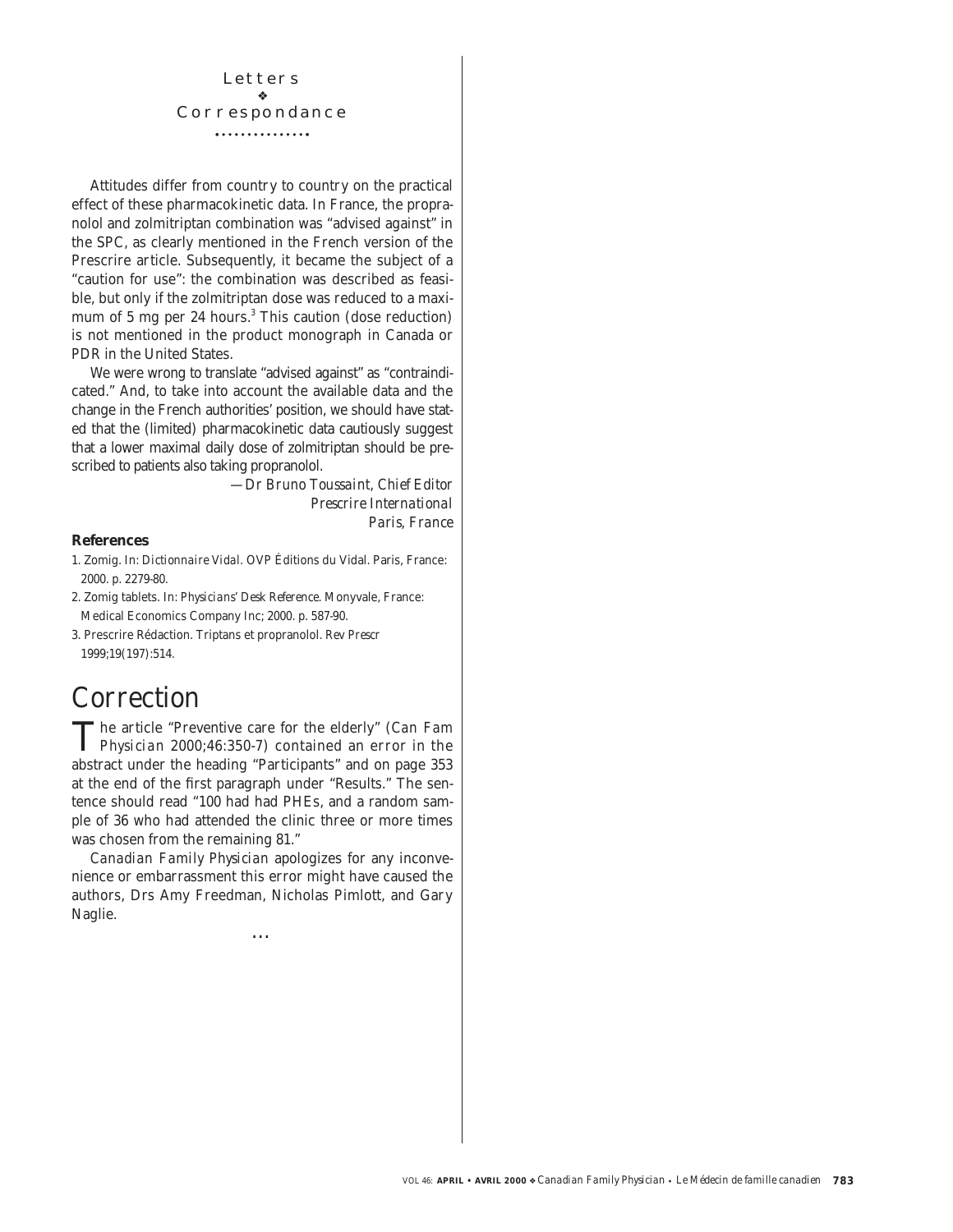Attitudes differ from country to country on the practical effect of these pharmacokinetic data. In France, the propranolol and zolmitriptan combination was "advised against" in the SPC, as clearly mentioned in the French version of the Prescrire article. Subsequently, it became the subject of a "caution for use": the combination was described as feasible, but only if the zolmitriptan dose was reduced to a maximum of 5 mg per 24 hours.[3] This caution (dose reduction) is not mentioned in the product monograph in Canada or PDR in the United States.

We were wrong to translate "advised against" as "contraindicated." And, to take into account the available data and the change in the French authorities' position, we should have stated that the (limited) pharmacokinetic data cautiously suggest that a lower maximal daily dose of zolmitriptan should be prescribed to patients also taking propranolol.

*—Dr Bruno Toussaint, Chief Editor*
*Prescrire International*
*Paris, France*

**References**

1. Zomig. In: *Dictionnaire Vidal*. OVP Éditions du Vidal. Paris, France: 2000. p. 2279-80.
2. Zomig tablets. In: *Physicians' Desk Reference*. Monyvale, France: Medical Economics Company Inc; 2000. p. 587-90.
3. Prescrire Rédaction. Triptans et propranolol. *Rev Prescr* 1999;19(197):514.

# Correction

The article "Preventive care for the elderly" (*Can Fam Physician* 2000;46:350-7) contained an error in the abstract under the heading "Participants" and on page 353 at the end of the first paragraph under "Results." The sentence should read "100 had had PHEs, and a random sample of 36 who had attended the clinic three or more times was chosen from the remaining 81."

*Canadian Family Physician* apologizes for any inconvenience or embarrassment this error might have caused the authors, Drs Amy Freedman, Nicholas Pimlott, and Gary Naglie.

...